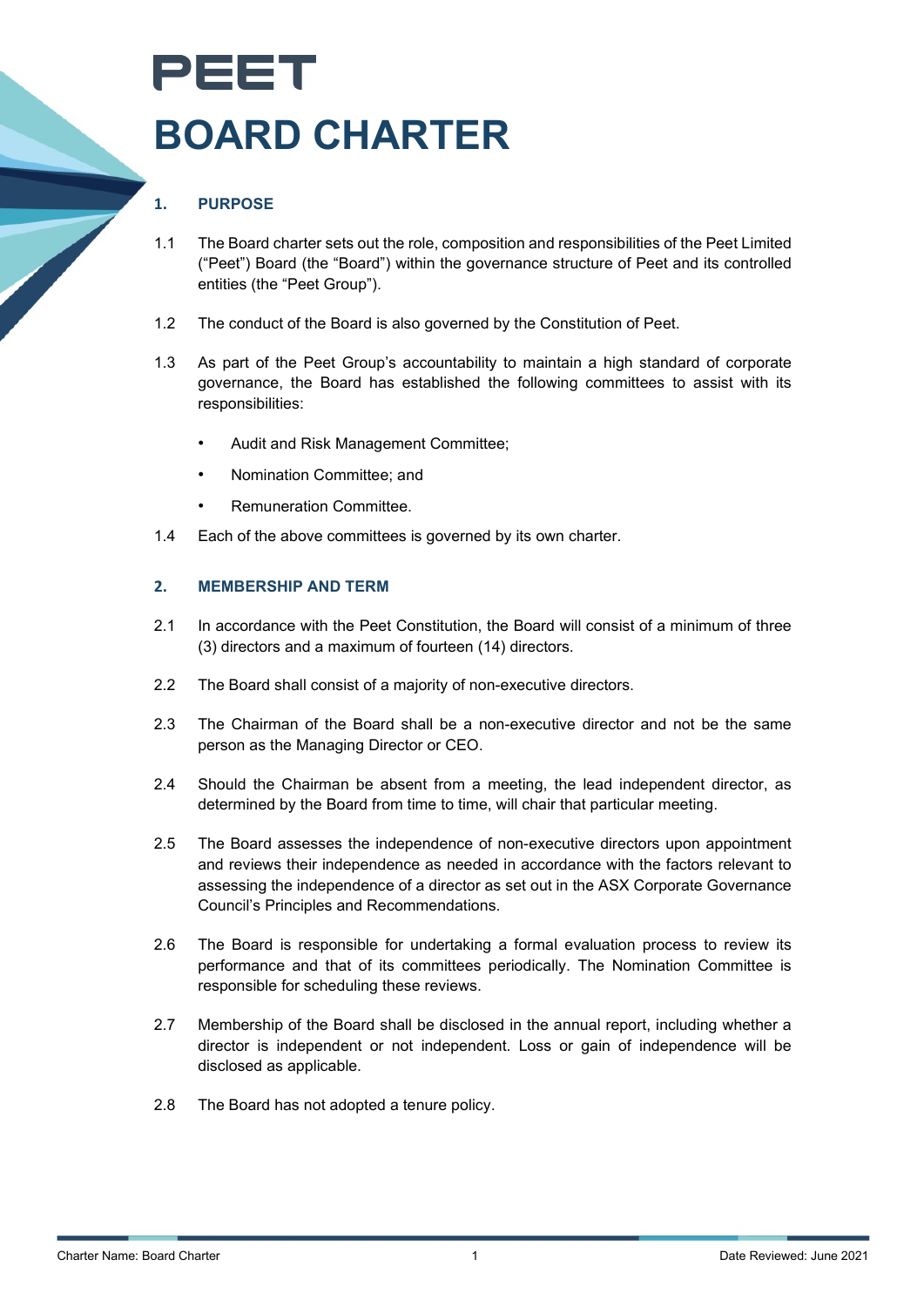# PEET

# BOARD CHARTER

## 1. PURPOSE

1.1 The Board charter sets out the role, composition and responsibilities of the Peet Limited ("Peet") Board (the "Board") within the governance structure of Peet and its controlled entities (the "Peet Group").

1.2 The conduct of the Board is also governed by the Constitution of Peet.

1.3 As part of the Peet Group's accountability to maintain a high standard of corporate governance, the Board has established the following committees to assist with its responsibilities:

- Audit and Risk Management Committee;
- Nomination Committee; and
- Remuneration Committee.

1.4 Each of the above committees is governed by its own charter.

## 2. MEMBERSHIP AND TERM

2.1 In accordance with the Peet Constitution, the Board will consist of a minimum of three (3) directors and a maximum of fourteen (14) directors.

2.2 The Board shall consist of a majority of non-executive directors.

2.3 The Chairman of the Board shall be a non-executive director and not be the same person as the Managing Director or CEO.

2.4 Should the Chairman be absent from a meeting, the lead independent director, as determined by the Board from time to time, will chair that particular meeting.

2.5 The Board assesses the independence of non-executive directors upon appointment and reviews their independence as needed in accordance with the factors relevant to assessing the independence of a director as set out in the ASX Corporate Governance Council's Principles and Recommendations.

2.6 The Board is responsible for undertaking a formal evaluation process to review its performance and that of its committees periodically. The Nomination Committee is responsible for scheduling these reviews.

2.7 Membership of the Board shall be disclosed in the annual report, including whether a director is independent or not independent. Loss or gain of independence will be disclosed as applicable.

2.8 The Board has not adopted a tenure policy.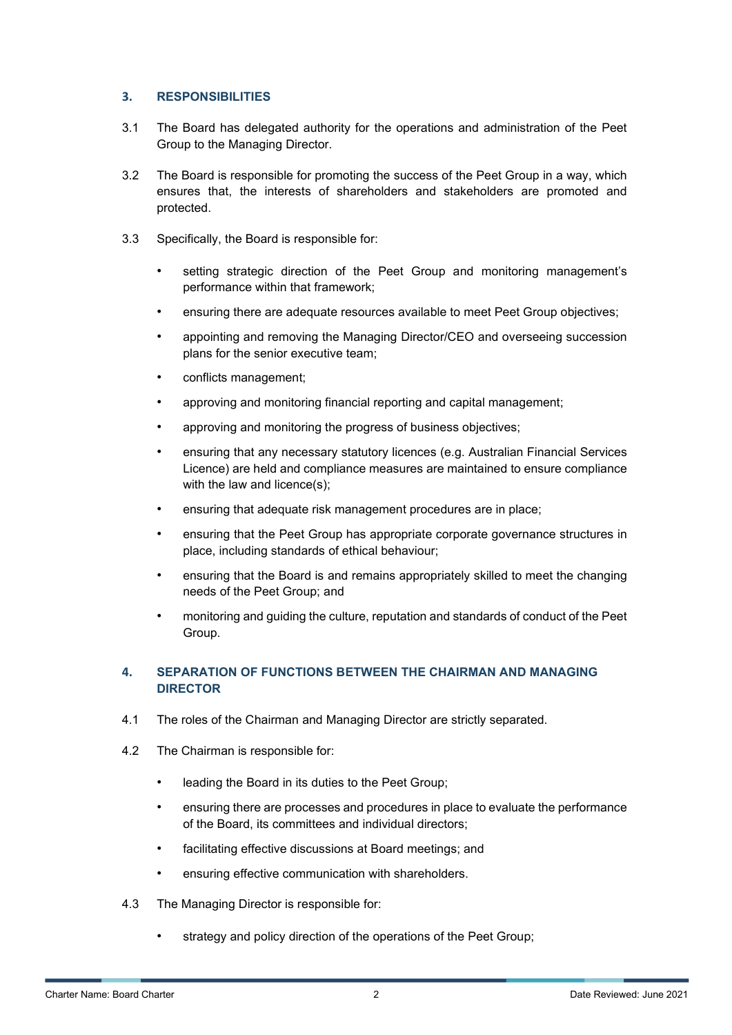## 3. RESPONSIBILITIES

3.1 The Board has delegated authority for the operations and administration of the Peet Group to the Managing Director.

3.2 The Board is responsible for promoting the success of the Peet Group in a way, which ensures that, the interests of shareholders and stakeholders are promoted and protected.

3.3 Specifically, the Board is responsible for:

- setting strategic direction of the Peet Group and monitoring management's performance within that framework;
- ensuring there are adequate resources available to meet Peet Group objectives;
- appointing and removing the Managing Director/CEO and overseeing succession plans for the senior executive team;
- conflicts management;
- approving and monitoring financial reporting and capital management;
- approving and monitoring the progress of business objectives;
- ensuring that any necessary statutory licences (e.g. Australian Financial Services Licence) are held and compliance measures are maintained to ensure compliance with the law and licence(s);
- ensuring that adequate risk management procedures are in place;
- ensuring that the Peet Group has appropriate corporate governance structures in place, including standards of ethical behaviour;
- ensuring that the Board is and remains appropriately skilled to meet the changing needs of the Peet Group; and
- monitoring and guiding the culture, reputation and standards of conduct of the Peet Group.

## 4. SEPARATION OF FUNCTIONS BETWEEN THE CHAIRMAN AND MANAGING DIRECTOR

4.1 The roles of the Chairman and Managing Director are strictly separated.

4.2 The Chairman is responsible for:

- leading the Board in its duties to the Peet Group;
- ensuring there are processes and procedures in place to evaluate the performance of the Board, its committees and individual directors;
- facilitating effective discussions at Board meetings; and
- ensuring effective communication with shareholders.

4.3 The Managing Director is responsible for:

- strategy and policy direction of the operations of the Peet Group;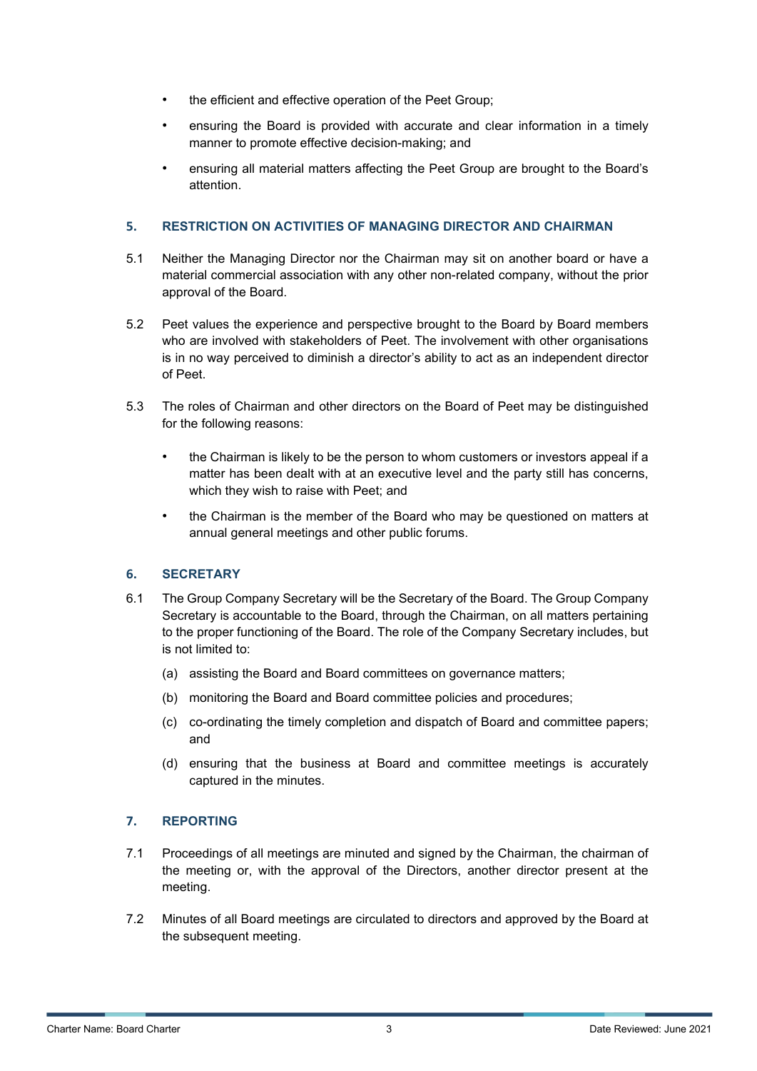- the efficient and effective operation of the Peet Group;
- ensuring the Board is provided with accurate and clear information in a timely manner to promote effective decision-making; and
- ensuring all material matters affecting the Peet Group are brought to the Board's attention.

## 5. RESTRICTION ON ACTIVITIES OF MANAGING DIRECTOR AND CHAIRMAN

5.1 Neither the Managing Director nor the Chairman may sit on another board or have a material commercial association with any other non-related company, without the prior approval of the Board.

5.2 Peet values the experience and perspective brought to the Board by Board members who are involved with stakeholders of Peet. The involvement with other organisations is in no way perceived to diminish a director's ability to act as an independent director of Peet.

5.3 The roles of Chairman and other directors on the Board of Peet may be distinguished for the following reasons:

- the Chairman is likely to be the person to whom customers or investors appeal if a matter has been dealt with at an executive level and the party still has concerns, which they wish to raise with Peet; and
- the Chairman is the member of the Board who may be questioned on matters at annual general meetings and other public forums.

## 6. SECRETARY

6.1 The Group Company Secretary will be the Secretary of the Board. The Group Company Secretary is accountable to the Board, through the Chairman, on all matters pertaining to the proper functioning of the Board. The role of the Company Secretary includes, but is not limited to:

(a) assisting the Board and Board committees on governance matters;

(b) monitoring the Board and Board committee policies and procedures;

(c) co-ordinating the timely completion and dispatch of Board and committee papers; and

(d) ensuring that the business at Board and committee meetings is accurately captured in the minutes.

## 7. REPORTING

7.1 Proceedings of all meetings are minuted and signed by the Chairman, the chairman of the meeting or, with the approval of the Directors, another director present at the meeting.

7.2 Minutes of all Board meetings are circulated to directors and approved by the Board at the subsequent meeting.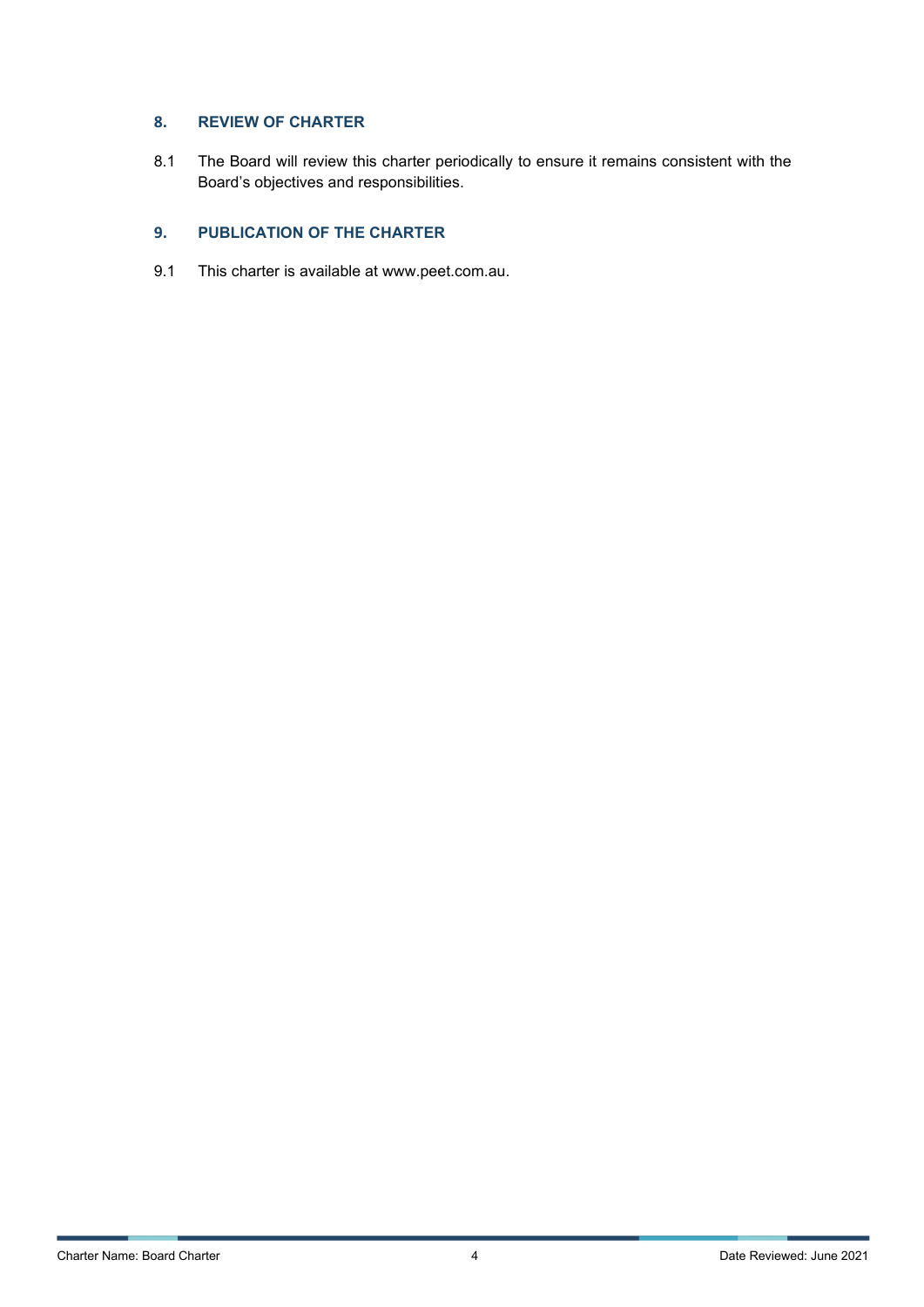## 8. REVIEW OF CHARTER

8.1 The Board will review this charter periodically to ensure it remains consistent with the Board's objectives and responsibilities.

## 9. PUBLICATION OF THE CHARTER

9.1 This charter is available at www.peet.com.au.